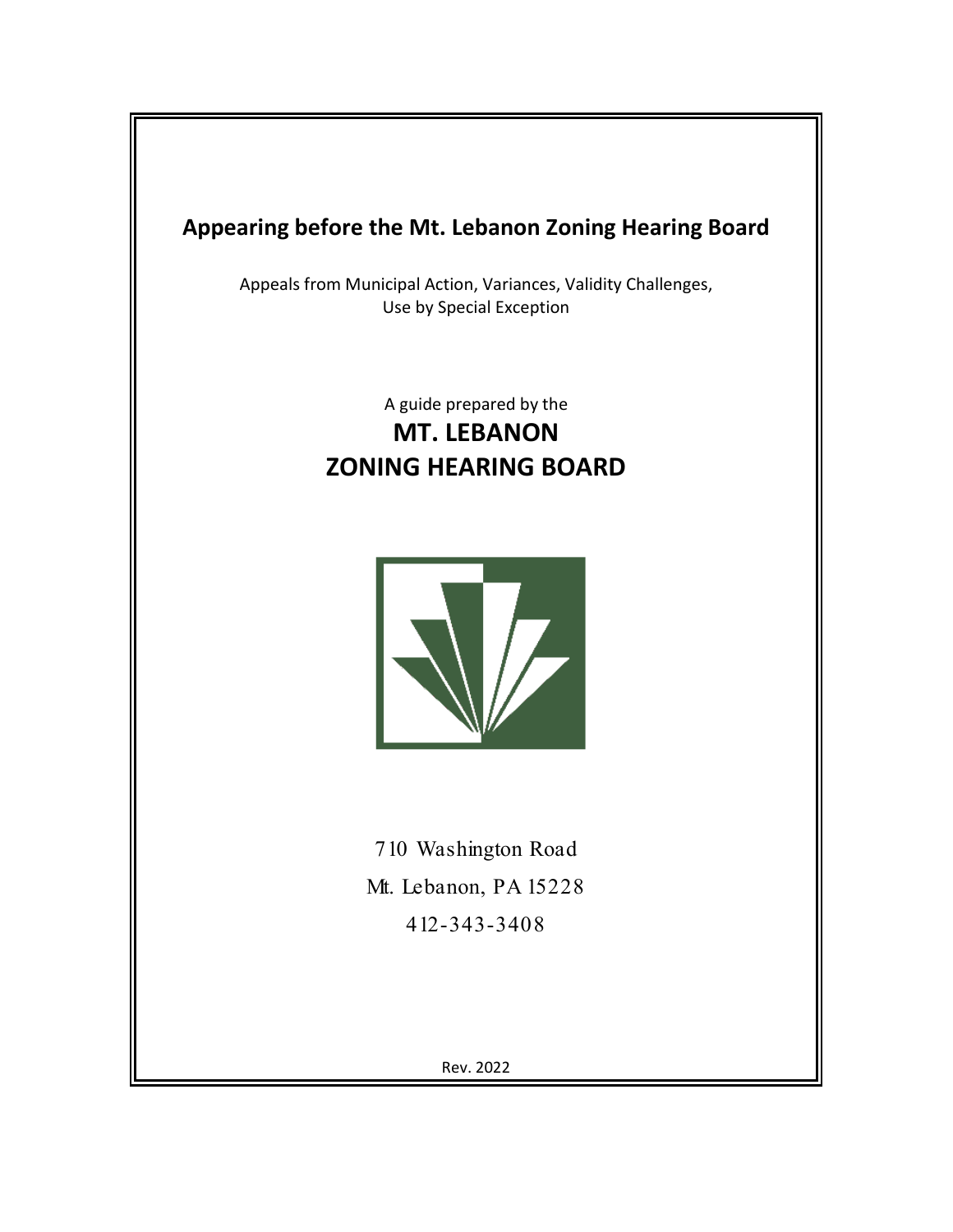# Appearing before the Mt. Lebanon Zoning Hearing Board

Appeals from Municipal Action, Variances, Validity Challenges, Use by Special Exception

A guide prepared by the

## MT. LEBANON ZONING HEARING BOARD

710 Washington Road

Mt. Lebanon, PA 15228

412-343-3408

Rev. 2022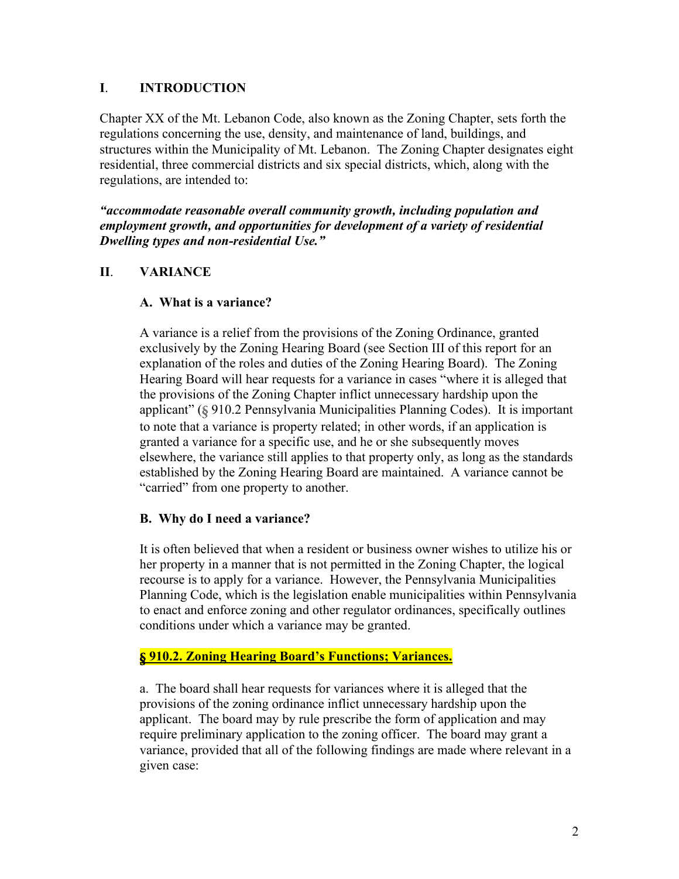## I. INTRODUCTION

Chapter XX of the Mt. Lebanon Code, also known as the Zoning Chapter, sets forth the regulations concerning the use, density, and maintenance of land, buildings, and structures within the Municipality of Mt. Lebanon. The Zoning Chapter designates eight residential, three commercial districts and six special districts, which, along with the regulations, are intended to:

***"accommodate reasonable overall community growth, including population and employment growth, and opportunities for development of a variety of residential Dwelling types and non-residential Use."***

## II. VARIANCE

### A. What is a variance?

A variance is a relief from the provisions of the Zoning Ordinance, granted exclusively by the Zoning Hearing Board (see Section III of this report for an explanation of the roles and duties of the Zoning Hearing Board). The Zoning Hearing Board will hear requests for a variance in cases "where it is alleged that the provisions of the Zoning Chapter inflict unnecessary hardship upon the applicant" (§ 910.2 Pennsylvania Municipalities Planning Codes). It is important to note that a variance is property related; in other words, if an application is granted a variance for a specific use, and he or she subsequently moves elsewhere, the variance still applies to that property only, as long as the standards established by the Zoning Hearing Board are maintained. A variance cannot be "carried" from one property to another.

### B. Why do I need a variance?

It is often believed that when a resident or business owner wishes to utilize his or her property in a manner that is not permitted in the Zoning Chapter, the logical recourse is to apply for a variance. However, the Pennsylvania Municipalities Planning Code, which is the legislation enable municipalities within Pennsylvania to enact and enforce zoning and other regulator ordinances, specifically outlines conditions under which a variance may be granted.

**§ 910.2. Zoning Hearing Board's Functions; Variances.**

a. The board shall hear requests for variances where it is alleged that the provisions of the zoning ordinance inflict unnecessary hardship upon the applicant. The board may by rule prescribe the form of application and may require preliminary application to the zoning officer. The board may grant a variance, provided that all of the following findings are made where relevant in a given case: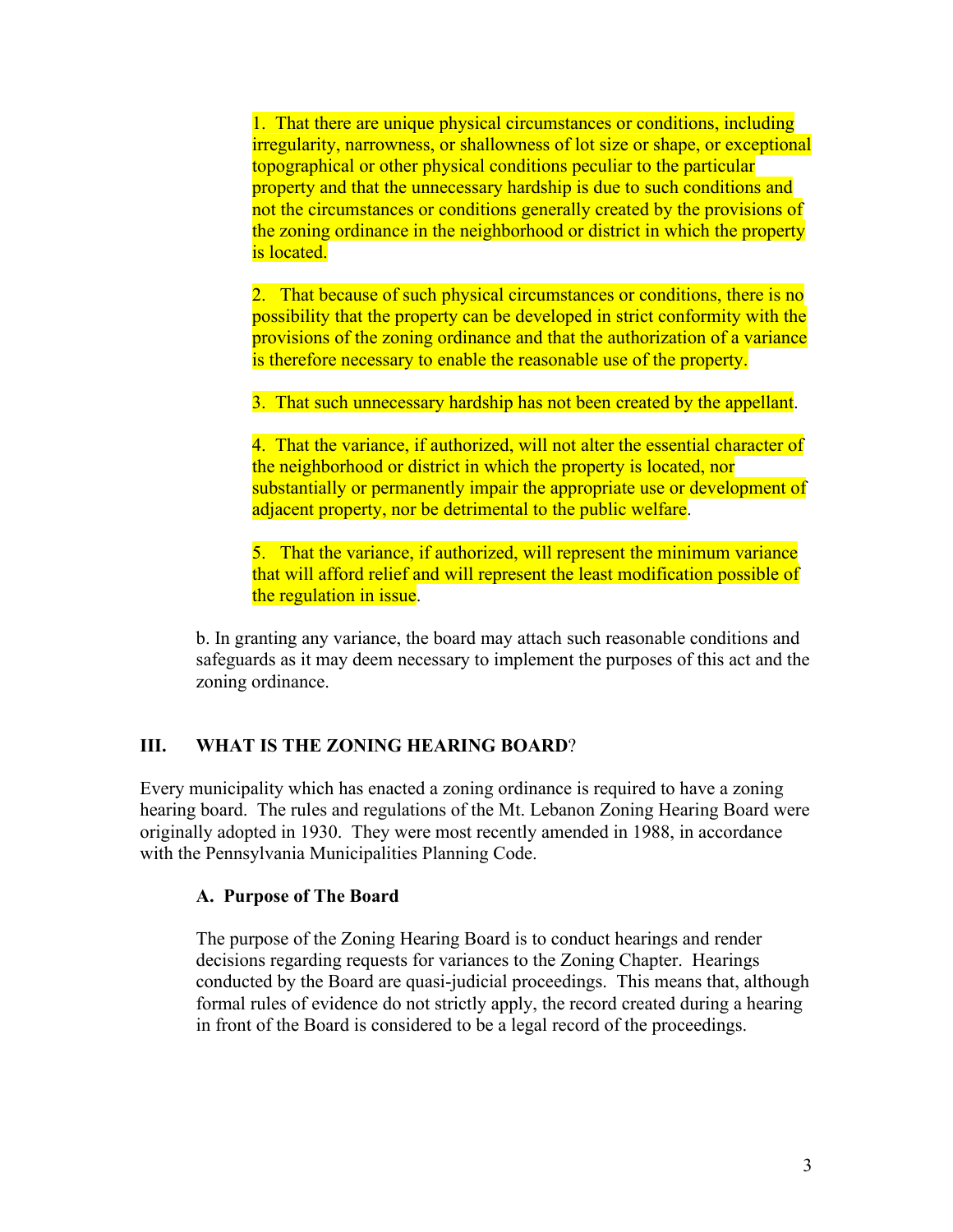1. That there are unique physical circumstances or conditions, including irregularity, narrowness, or shallowness of lot size or shape, or exceptional topographical or other physical conditions peculiar to the particular property and that the unnecessary hardship is due to such conditions and not the circumstances or conditions generally created by the provisions of the zoning ordinance in the neighborhood or district in which the property is located.

2. That because of such physical circumstances or conditions, there is no possibility that the property can be developed in strict conformity with the provisions of the zoning ordinance and that the authorization of a variance is therefore necessary to enable the reasonable use of the property.

3. That such unnecessary hardship has not been created by the appellant.

4. That the variance, if authorized, will not alter the essential character of the neighborhood or district in which the property is located, nor substantially or permanently impair the appropriate use or development of adjacent property, nor be detrimental to the public welfare.

5. That the variance, if authorized, will represent the minimum variance that will afford relief and will represent the least modification possible of the regulation in issue.

b. In granting any variance, the board may attach such reasonable conditions and safeguards as it may deem necessary to implement the purposes of this act and the zoning ordinance.

## III. WHAT IS THE ZONING HEARING BOARD?

Every municipality which has enacted a zoning ordinance is required to have a zoning hearing board. The rules and regulations of the Mt. Lebanon Zoning Hearing Board were originally adopted in 1930. They were most recently amended in 1988, in accordance with the Pennsylvania Municipalities Planning Code.

### A. Purpose of The Board

The purpose of the Zoning Hearing Board is to conduct hearings and render decisions regarding requests for variances to the Zoning Chapter. Hearings conducted by the Board are quasi-judicial proceedings. This means that, although formal rules of evidence do not strictly apply, the record created during a hearing in front of the Board is considered to be a legal record of the proceedings.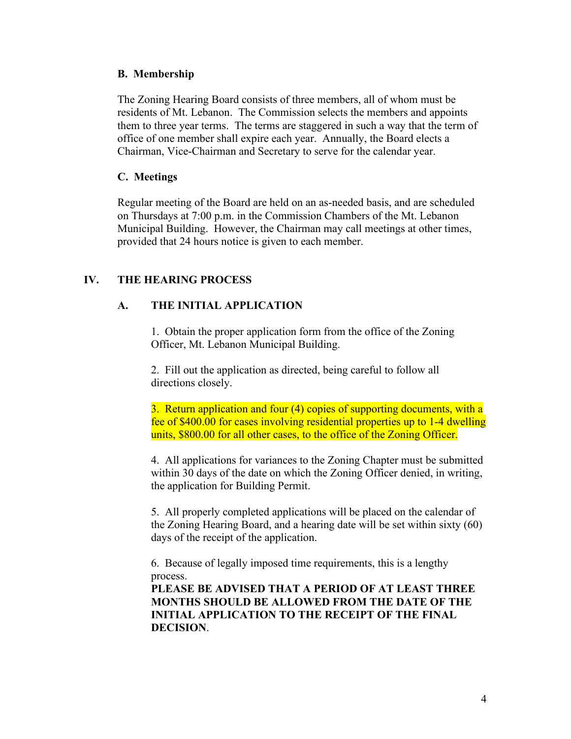### B. Membership

The Zoning Hearing Board consists of three members, all of whom must be residents of Mt. Lebanon. The Commission selects the members and appoints them to three year terms. The terms are staggered in such a way that the term of office of one member shall expire each year. Annually, the Board elects a Chairman, Vice-Chairman and Secretary to serve for the calendar year.

### C. Meetings

Regular meeting of the Board are held on an as-needed basis, and are scheduled on Thursdays at 7:00 p.m. in the Commission Chambers of the Mt. Lebanon Municipal Building. However, the Chairman may call meetings at other times, provided that 24 hours notice is given to each member.

## IV. THE HEARING PROCESS

### A. THE INITIAL APPLICATION

1. Obtain the proper application form from the office of the Zoning Officer, Mt. Lebanon Municipal Building.

2. Fill out the application as directed, being careful to follow all directions closely.

3. Return application and four (4) copies of supporting documents, with a fee of $400.00 for cases involving residential properties up to 1-4 dwelling units, $800.00 for all other cases, to the office of the Zoning Officer.

4. All applications for variances to the Zoning Chapter must be submitted within 30 days of the date on which the Zoning Officer denied, in writing, the application for Building Permit.

5. All properly completed applications will be placed on the calendar of the Zoning Hearing Board, and a hearing date will be set within sixty (60) days of the receipt of the application.

6. Because of legally imposed time requirements, this is a lengthy process.
**PLEASE BE ADVISED THAT A PERIOD OF AT LEAST THREE MONTHS SHOULD BE ALLOWED FROM THE DATE OF THE INITIAL APPLICATION TO THE RECEIPT OF THE FINAL DECISION**.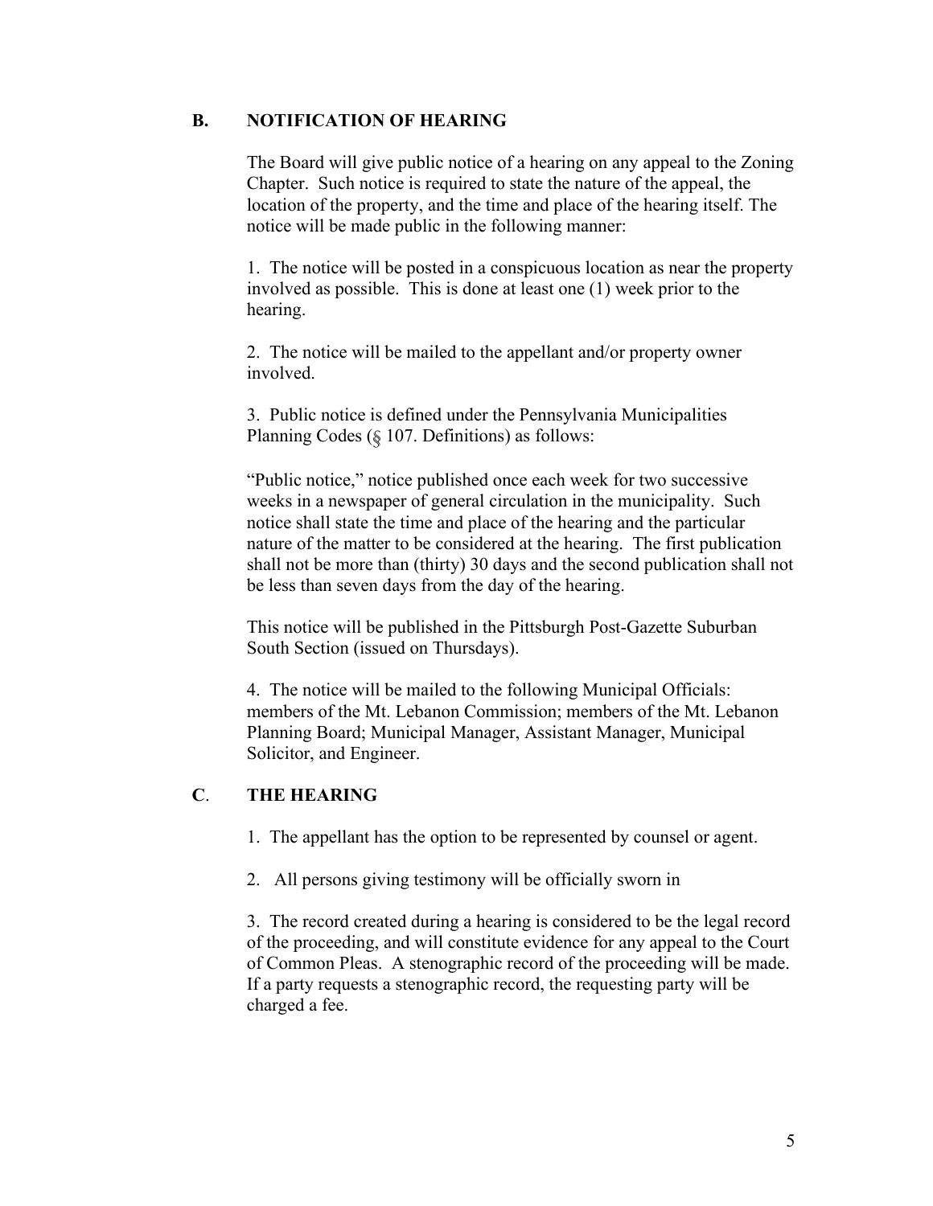## B. NOTIFICATION OF HEARING

The Board will give public notice of a hearing on any appeal to the Zoning Chapter. Such notice is required to state the nature of the appeal, the location of the property, and the time and place of the hearing itself. The notice will be made public in the following manner:

1. The notice will be posted in a conspicuous location as near the property involved as possible. This is done at least one (1) week prior to the hearing.

2. The notice will be mailed to the appellant and/or property owner involved.

3. Public notice is defined under the Pennsylvania Municipalities Planning Codes (§ 107. Definitions) as follows:

"Public notice," notice published once each week for two successive weeks in a newspaper of general circulation in the municipality. Such notice shall state the time and place of the hearing and the particular nature of the matter to be considered at the hearing. The first publication shall not be more than (thirty) 30 days and the second publication shall not be less than seven days from the day of the hearing.

This notice will be published in the Pittsburgh Post-Gazette Suburban South Section (issued on Thursdays).

4. The notice will be mailed to the following Municipal Officials: members of the Mt. Lebanon Commission; members of the Mt. Lebanon Planning Board; Municipal Manager, Assistant Manager, Municipal Solicitor, and Engineer.

## C. THE HEARING

1. The appellant has the option to be represented by counsel or agent.

2. All persons giving testimony will be officially sworn in

3. The record created during a hearing is considered to be the legal record of the proceeding, and will constitute evidence for any appeal to the Court of Common Pleas. A stenographic record of the proceeding will be made. If a party requests a stenographic record, the requesting party will be charged a fee.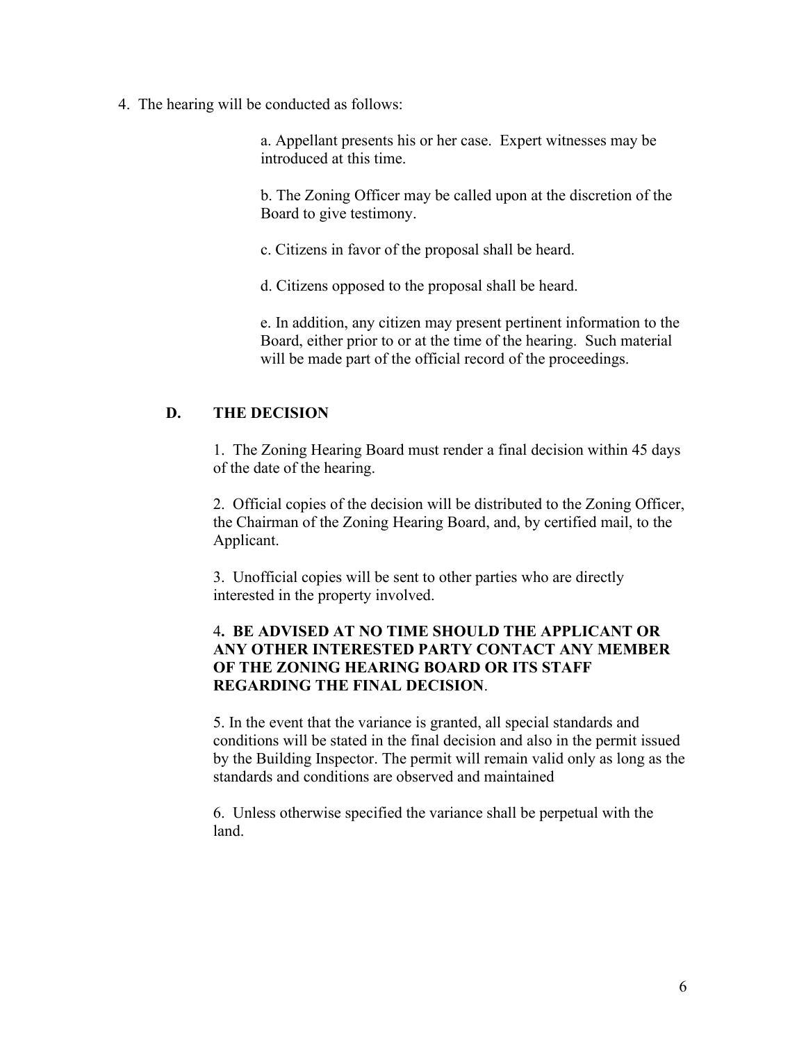4. The hearing will be conducted as follows:

   a. Appellant presents his or her case. Expert witnesses may be introduced at this time.

   b. The Zoning Officer may be called upon at the discretion of the Board to give testimony.

   c. Citizens in favor of the proposal shall be heard.

   d. Citizens opposed to the proposal shall be heard.

   e. In addition, any citizen may present pertinent information to the Board, either prior to or at the time of the hearing. Such material will be made part of the official record of the proceedings.

## D. THE DECISION

1. The Zoning Hearing Board must render a final decision within 45 days of the date of the hearing.

2. Official copies of the decision will be distributed to the Zoning Officer, the Chairman of the Zoning Hearing Board, and, by certified mail, to the Applicant.

3. Unofficial copies will be sent to other parties who are directly interested in the property involved.

4. **BE ADVISED AT NO TIME SHOULD THE APPLICANT OR ANY OTHER INTERESTED PARTY CONTACT ANY MEMBER OF THE ZONING HEARING BOARD OR ITS STAFF REGARDING THE FINAL DECISION**.

5. In the event that the variance is granted, all special standards and conditions will be stated in the final decision and also in the permit issued by the Building Inspector. The permit will remain valid only as long as the standards and conditions are observed and maintained

6. Unless otherwise specified the variance shall be perpetual with the land.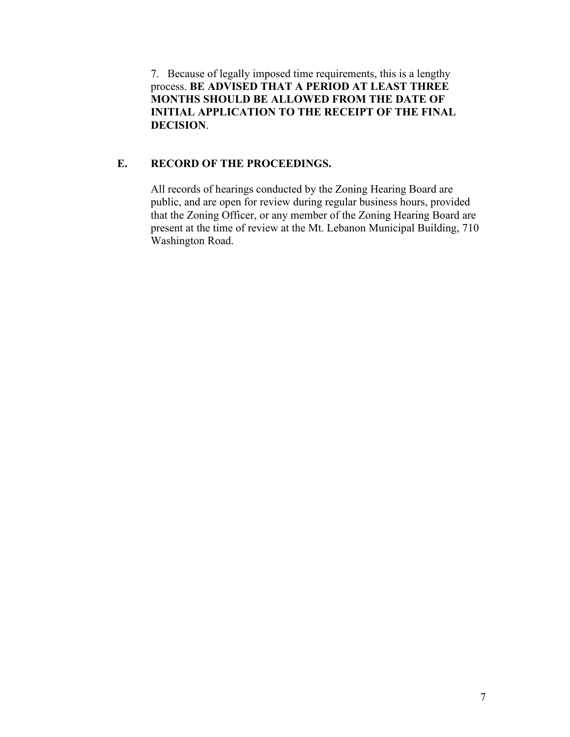7. Because of legally imposed time requirements, this is a lengthy process. **BE ADVISED THAT A PERIOD AT LEAST THREE MONTHS SHOULD BE ALLOWED FROM THE DATE OF INITIAL APPLICATION TO THE RECEIPT OF THE FINAL DECISION**.

## E. RECORD OF THE PROCEEDINGS.

All records of hearings conducted by the Zoning Hearing Board are public, and are open for review during regular business hours, provided that the Zoning Officer, or any member of the Zoning Hearing Board are present at the time of review at the Mt. Lebanon Municipal Building, 710 Washington Road.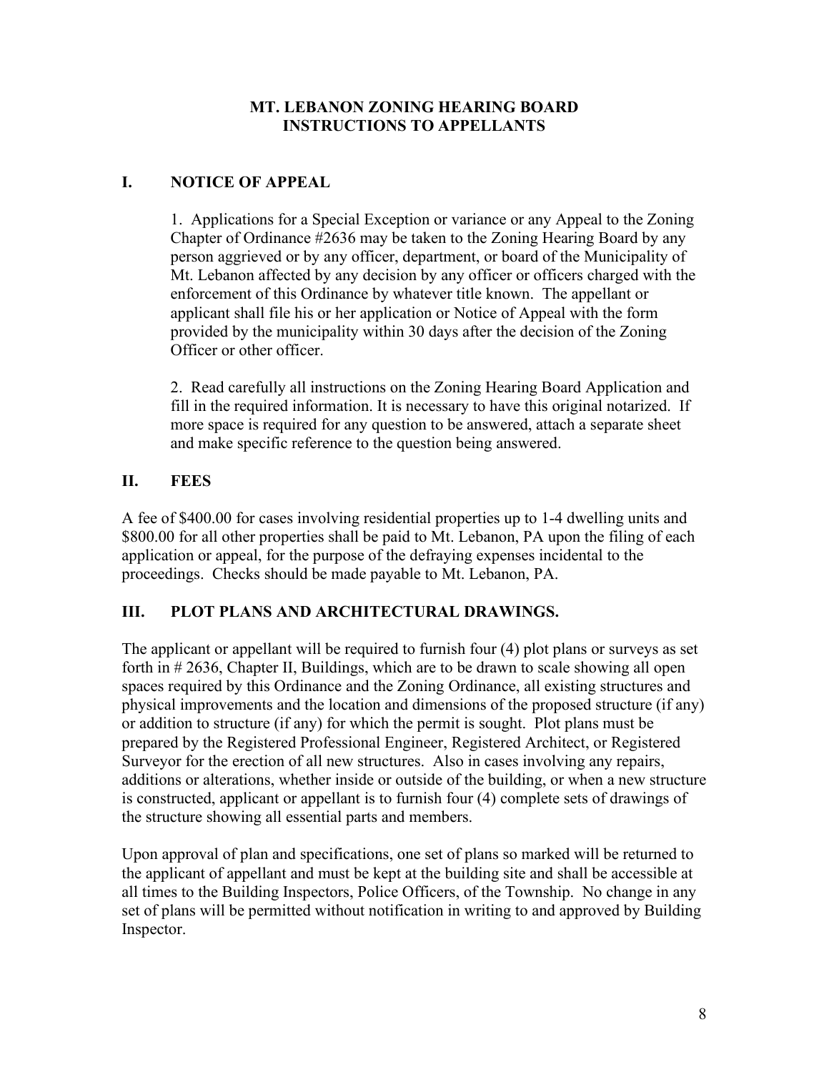# MT. LEBANON ZONING HEARING BOARD
# INSTRUCTIONS TO APPELLANTS

## I. NOTICE OF APPEAL

1. Applications for a Special Exception or variance or any Appeal to the Zoning Chapter of Ordinance #2636 may be taken to the Zoning Hearing Board by any person aggrieved or by any officer, department, or board of the Municipality of Mt. Lebanon affected by any decision by any officer or officers charged with the enforcement of this Ordinance by whatever title known. The appellant or applicant shall file his or her application or Notice of Appeal with the form provided by the municipality within 30 days after the decision of the Zoning Officer or other officer.

2. Read carefully all instructions on the Zoning Hearing Board Application and fill in the required information. It is necessary to have this original notarized. If more space is required for any question to be answered, attach a separate sheet and make specific reference to the question being answered.

## II. FEES

A fee of $400.00 for cases involving residential properties up to 1-4 dwelling units and $800.00 for all other properties shall be paid to Mt. Lebanon, PA upon the filing of each application or appeal, for the purpose of the defraying expenses incidental to the proceedings. Checks should be made payable to Mt. Lebanon, PA.

## III. PLOT PLANS AND ARCHITECTURAL DRAWINGS.

The applicant or appellant will be required to furnish four (4) plot plans or surveys as set forth in # 2636, Chapter II, Buildings, which are to be drawn to scale showing all open spaces required by this Ordinance and the Zoning Ordinance, all existing structures and physical improvements and the location and dimensions of the proposed structure (if any) or addition to structure (if any) for which the permit is sought. Plot plans must be prepared by the Registered Professional Engineer, Registered Architect, or Registered Surveyor for the erection of all new structures. Also in cases involving any repairs, additions or alterations, whether inside or outside of the building, or when a new structure is constructed, applicant or appellant is to furnish four (4) complete sets of drawings of the structure showing all essential parts and members.

Upon approval of plan and specifications, one set of plans so marked will be returned to the applicant of appellant and must be kept at the building site and shall be accessible at all times to the Building Inspectors, Police Officers, of the Township. No change in any set of plans will be permitted without notification in writing to and approved by Building Inspector.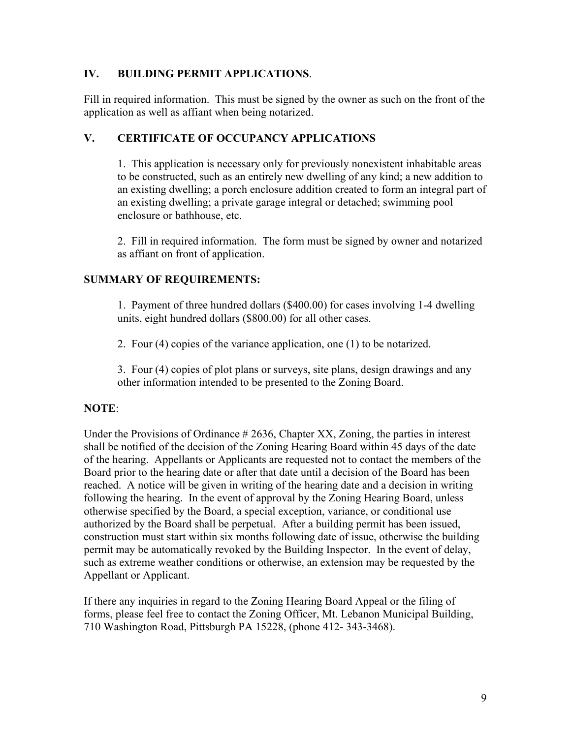## IV. BUILDING PERMIT APPLICATIONS.

Fill in required information. This must be signed by the owner as such on the front of the application as well as affiant when being notarized.

## V. CERTIFICATE OF OCCUPANCY APPLICATIONS

1. This application is necessary only for previously nonexistent inhabitable areas to be constructed, such as an entirely new dwelling of any kind; a new addition to an existing dwelling; a porch enclosure addition created to form an integral part of an existing dwelling; a private garage integral or detached; swimming pool enclosure or bathhouse, etc.

2. Fill in required information. The form must be signed by owner and notarized as affiant on front of application.

## SUMMARY OF REQUIREMENTS:

1. Payment of three hundred dollars ($400.00) for cases involving 1-4 dwelling units, eight hundred dollars ($800.00) for all other cases.

2. Four (4) copies of the variance application, one (1) to be notarized.

3. Four (4) copies of plot plans or surveys, site plans, design drawings and any other information intended to be presented to the Zoning Board.

**NOTE**:

Under the Provisions of Ordinance # 2636, Chapter XX, Zoning, the parties in interest shall be notified of the decision of the Zoning Hearing Board within 45 days of the date of the hearing. Appellants or Applicants are requested not to contact the members of the Board prior to the hearing date or after that date until a decision of the Board has been reached. A notice will be given in writing of the hearing date and a decision in writing following the hearing. In the event of approval by the Zoning Hearing Board, unless otherwise specified by the Board, a special exception, variance, or conditional use authorized by the Board shall be perpetual. After a building permit has been issued, construction must start within six months following date of issue, otherwise the building permit may be automatically revoked by the Building Inspector. In the event of delay, such as extreme weather conditions or otherwise, an extension may be requested by the Appellant or Applicant.

If there any inquiries in regard to the Zoning Hearing Board Appeal or the filing of forms, please feel free to contact the Zoning Officer, Mt. Lebanon Municipal Building, 710 Washington Road, Pittsburgh PA 15228, (phone 412- 343-3468).